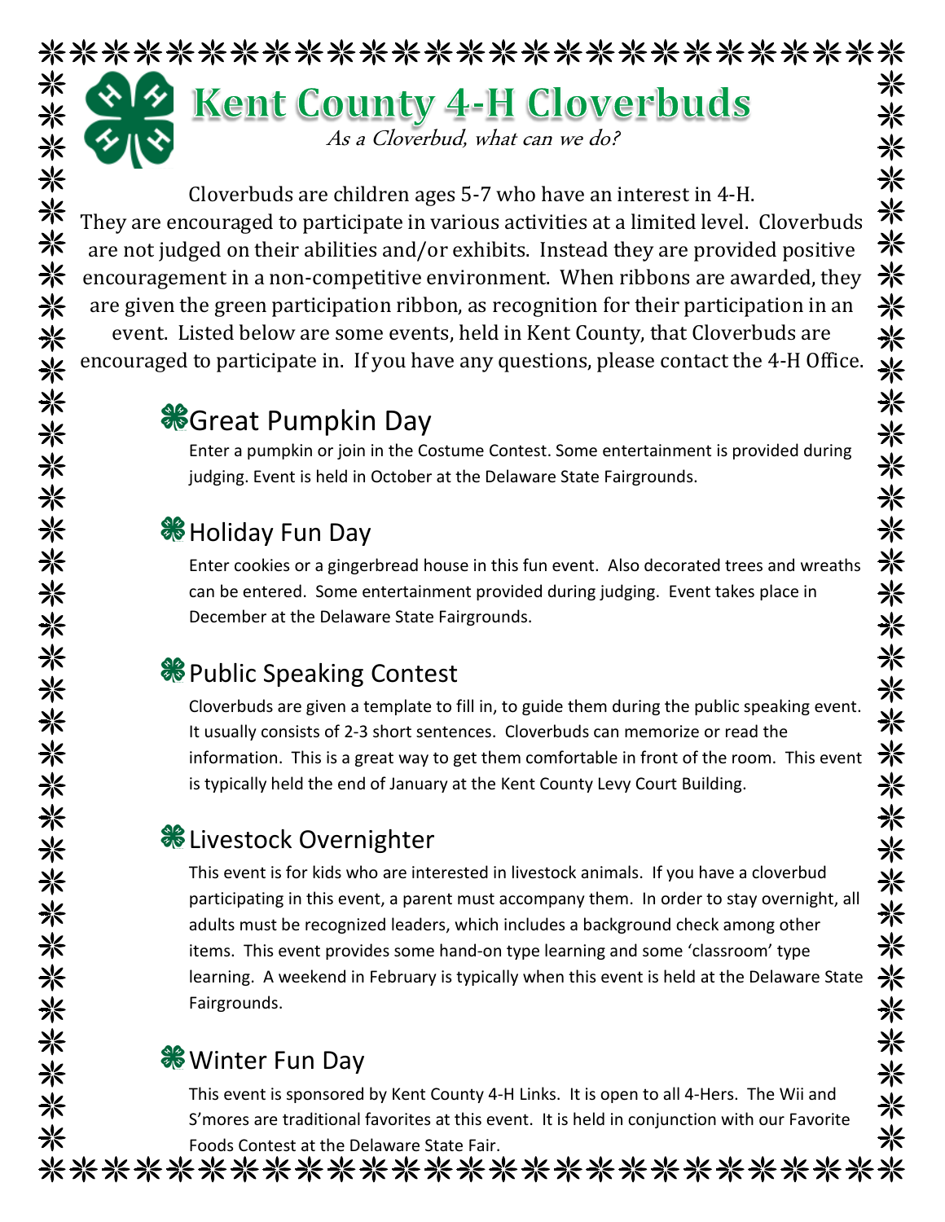# Kent County 4-H Cloverbuds

*As a Cloverbud, what can we do?*

Cloverbuds are children ages 5-7 who have an interest in 4-H. They are encouraged to participate in various activities at a limited level. Cloverbuds are not judged on their abilities and/or exhibits. Instead they are provided positive encouragement in a non-competitive environment. When ribbons are awarded, they are given the green participation ribbon, as recognition for their participation in an event. Listed below are some events, held in Kent County, that Cloverbuds are encouraged to participate in. If you have any questions, please contact the 4-H Office.

## Great Pumpkin Day

Enter a pumpkin or join in the Costume Contest. Some entertainment is provided during judging. Event is held in October at the Delaware State Fairgrounds.

## Holiday Fun Day

Enter cookies or a gingerbread house in this fun event. Also decorated trees and wreaths can be entered. Some entertainment provided during judging. Event takes place in December at the Delaware State Fairgrounds.

## Public Speaking Contest

Cloverbuds are given a template to fill in, to guide them during the public speaking event. It usually consists of 2-3 short sentences. Cloverbuds can memorize or read the information. This is a great way to get them comfortable in front of the room. This event is typically held the end of January at the Kent County Levy Court Building.

## Livestock Overnighter

This event is for kids who are interested in livestock animals. If you have a cloverbud participating in this event, a parent must accompany them. In order to stay overnight, all adults must be recognized leaders, which includes a background check among other items. This event provides some hand-on type learning and some 'classroom' type learning. A weekend in February is typically when this event is held at the Delaware State Fairgrounds.

## Winter Fun Day

This event is sponsored by Kent County 4-H Links. It is open to all 4-Hers. The Wii and S'mores are traditional favorites at this event. It is held in conjunction with our Favorite Foods Contest at the Delaware State Fair.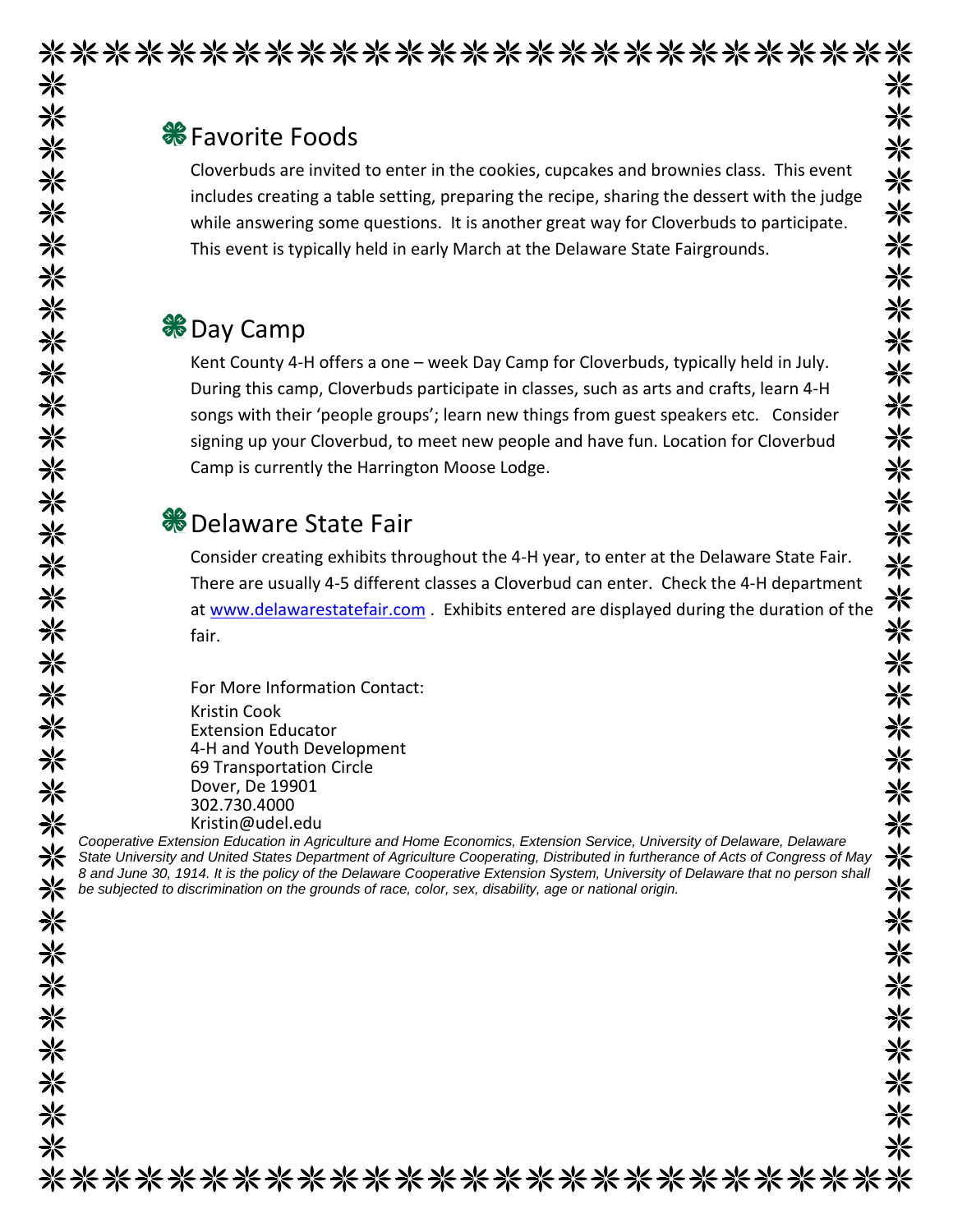## Favorite Foods

Cloverbuds are invited to enter in the cookies, cupcakes and brownies class. This event includes creating a table setting, preparing the recipe, sharing the dessert with the judge while answering some questions. It is another great way for Cloverbuds to participate. This event is typically held in early March at the Delaware State Fairgrounds.

## Day Camp

Kent County 4-H offers a one – week Day Camp for Cloverbuds, typically held in July. During this camp, Cloverbuds participate in classes, such as arts and crafts, learn 4-H songs with their 'people groups'; learn new things from guest speakers etc. Consider signing up your Cloverbud, to meet new people and have fun. Location for Cloverbud Camp is currently the Harrington Moose Lodge.

## Delaware State Fair

Consider creating exhibits throughout the 4-H year, to enter at the Delaware State Fair. There are usually 4-5 different classes a Cloverbud can enter. Check the 4-H department at www.delawarestatefair.com . Exhibits entered are displayed during the duration of the fair.

For More Information Contact:
Kristin Cook
Extension Educator
4-H and Youth Development
69 Transportation Circle
Dover, De 19901
302.730.4000
Kristin@udel.edu

*Cooperative Extension Education in Agriculture and Home Economics, Extension Service, University of Delaware, Delaware State University and United States Department of Agriculture Cooperating, Distributed in furtherance of Acts of Congress of May 8 and June 30, 1914. It is the policy of the Delaware Cooperative Extension System, University of Delaware that no person shall be subjected to discrimination on the grounds of race, color, sex, disability, age or national origin.*